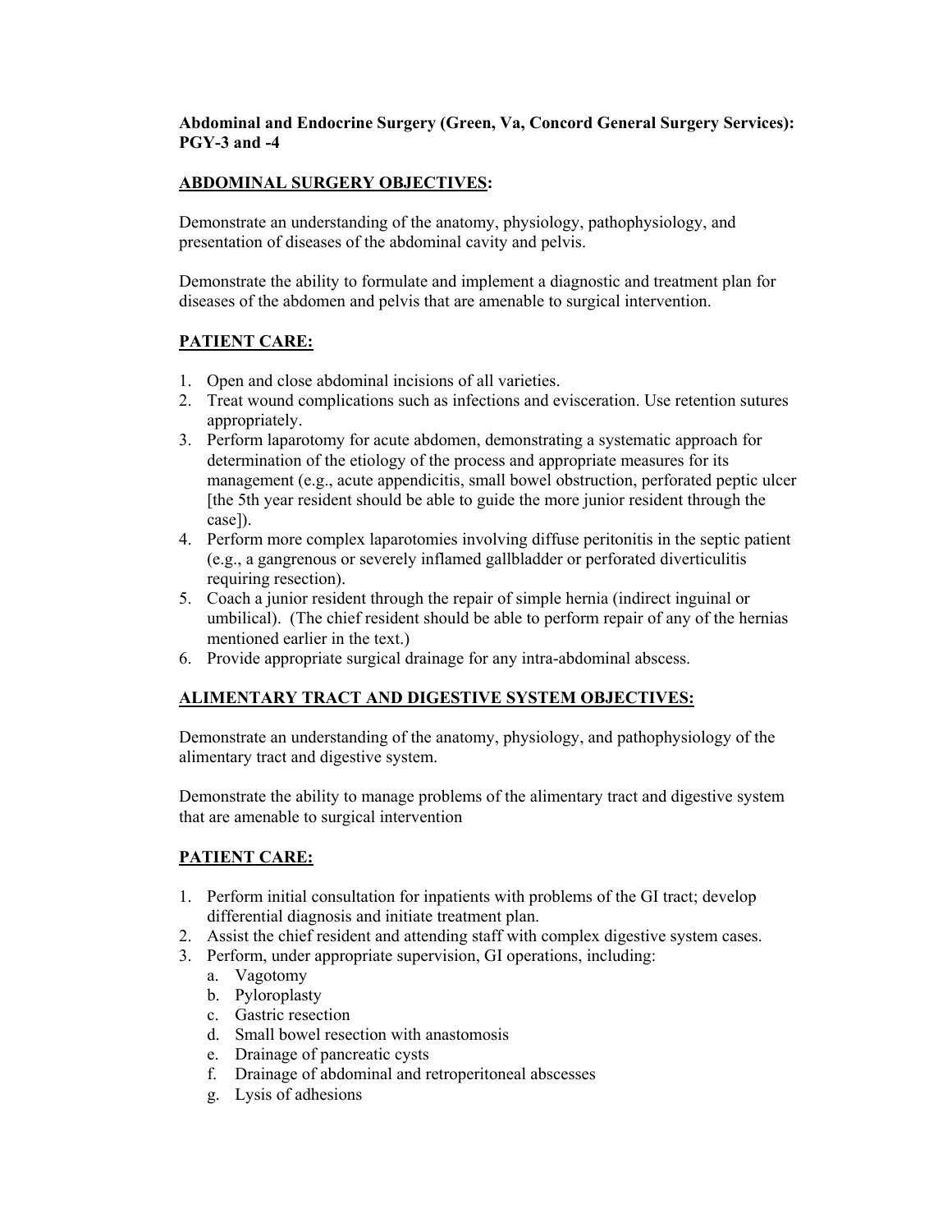**Abdominal and Endocrine Surgery (Green, Va, Concord General Surgery Services): PGY-3 and -4**

## ABDOMINAL SURGERY OBJECTIVES:

Demonstrate an understanding of the anatomy, physiology, pathophysiology, and presentation of diseases of the abdominal cavity and pelvis.

Demonstrate the ability to formulate and implement a diagnostic and treatment plan for diseases of the abdomen and pelvis that are amenable to surgical intervention.

## PATIENT CARE:

1. Open and close abdominal incisions of all varieties.
2. Treat wound complications such as infections and evisceration. Use retention sutures appropriately.
3. Perform laparotomy for acute abdomen, demonstrating a systematic approach for determination of the etiology of the process and appropriate measures for its management (e.g., acute appendicitis, small bowel obstruction, perforated peptic ulcer [the 5th year resident should be able to guide the more junior resident through the case]).
4. Perform more complex laparotomies involving diffuse peritonitis in the septic patient (e.g., a gangrenous or severely inflamed gallbladder or perforated diverticulitis requiring resection).
5. Coach a junior resident through the repair of simple hernia (indirect inguinal or umbilical). (The chief resident should be able to perform repair of any of the hernias mentioned earlier in the text.)
6. Provide appropriate surgical drainage for any intra-abdominal abscess.

## ALIMENTARY TRACT AND DIGESTIVE SYSTEM OBJECTIVES:

Demonstrate an understanding of the anatomy, physiology, and pathophysiology of the alimentary tract and digestive system.

Demonstrate the ability to manage problems of the alimentary tract and digestive system that are amenable to surgical intervention

## PATIENT CARE:

1. Perform initial consultation for inpatients with problems of the GI tract; develop differential diagnosis and initiate treatment plan.
2. Assist the chief resident and attending staff with complex digestive system cases.
3. Perform, under appropriate supervision, GI operations, including:
   a. Vagotomy
   b. Pyloroplasty
   c. Gastric resection
   d. Small bowel resection with anastomosis
   e. Drainage of pancreatic cysts
   f. Drainage of abdominal and retroperitoneal abscesses
   g. Lysis of adhesions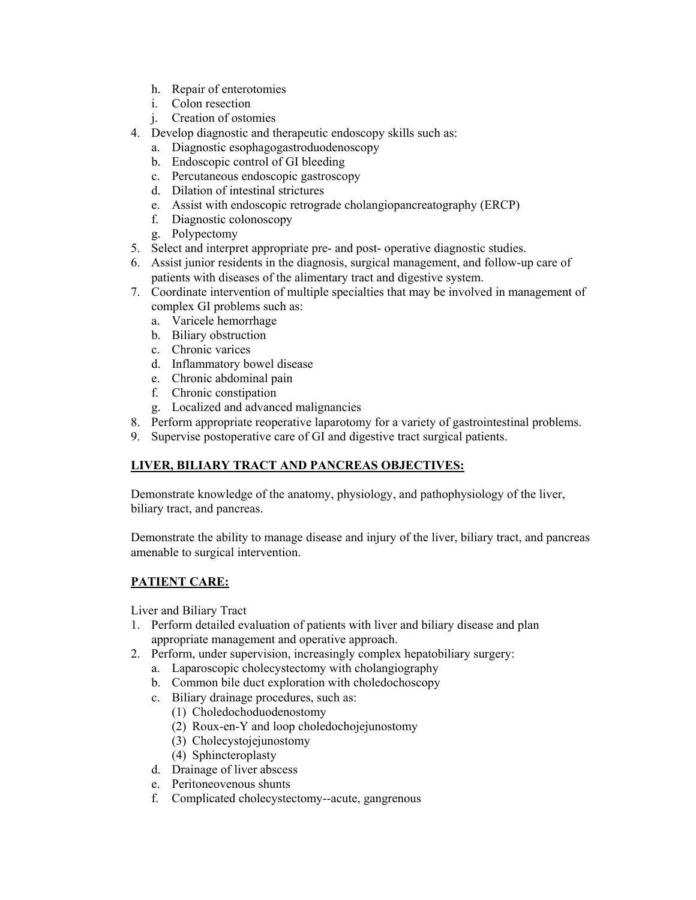h. Repair of enterotomies
   i. Colon resection
   j. Creation of ostomies
4. Develop diagnostic and therapeutic endoscopy skills such as:
   a. Diagnostic esophagogastroduodenoscopy
   b. Endoscopic control of GI bleeding
   c. Percutaneous endoscopic gastroscopy
   d. Dilation of intestinal strictures
   e. Assist with endoscopic retrograde cholangiopancreatography (ERCP)
   f. Diagnostic colonoscopy
   g. Polypectomy
5. Select and interpret appropriate pre- and post- operative diagnostic studies.
6. Assist junior residents in the diagnosis, surgical management, and follow-up care of patients with diseases of the alimentary tract and digestive system.
7. Coordinate intervention of multiple specialties that may be involved in management of complex GI problems such as:
   a. Varicele hemorrhage
   b. Biliary obstruction
   c. Chronic varices
   d. Inflammatory bowel disease
   e. Chronic abdominal pain
   f. Chronic constipation
   g. Localized and advanced malignancies
8. Perform appropriate reoperative laparotomy for a variety of gastrointestinal problems.
9. Supervise postoperative care of GI and digestive tract surgical patients.

## LIVER, BILIARY TRACT AND PANCREAS OBJECTIVES:

Demonstrate knowledge of the anatomy, physiology, and pathophysiology of the liver, biliary tract, and pancreas.

Demonstrate the ability to manage disease and injury of the liver, biliary tract, and pancreas amenable to surgical intervention.

## PATIENT CARE:

Liver and Biliary Tract

1. Perform detailed evaluation of patients with liver and biliary disease and plan appropriate management and operative approach.
2. Perform, under supervision, increasingly complex hepatobiliary surgery:
   a. Laparoscopic cholecystectomy with cholangiography
   b. Common bile duct exploration with choledochoscopy
   c. Biliary drainage procedures, such as:
      (1) Choledochoduodenostomy
      (2) Roux-en-Y and loop choledochojejunostomy
      (3) Cholecystojejunostomy
      (4) Sphincteroplasty
   d. Drainage of liver abscess
   e. Peritoneovenous shunts
   f. Complicated cholecystectomy--acute, gangrenous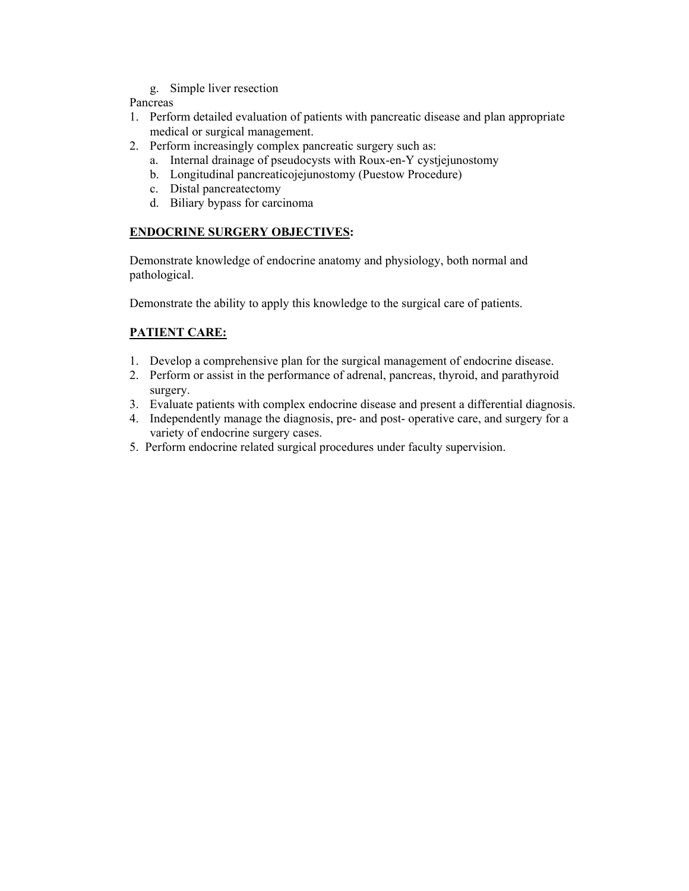g. Simple liver resection

Pancreas

1. Perform detailed evaluation of patients with pancreatic disease and plan appropriate medical or surgical management.
2. Perform increasingly complex pancreatic surgery such as:
   a. Internal drainage of pseudocysts with Roux-en-Y cystjejunostomy
   b. Longitudinal pancreaticojejunostomy (Puestow Procedure)
   c. Distal pancreatectomy
   d. Biliary bypass for carcinoma

**<u>ENDOCRINE SURGERY OBJECTIVES</u>:**

Demonstrate knowledge of endocrine anatomy and physiology, both normal and pathological.

Demonstrate the ability to apply this knowledge to the surgical care of patients.

**<u>PATIENT CARE:</u>**

1. Develop a comprehensive plan for the surgical management of endocrine disease.
2. Perform or assist in the performance of adrenal, pancreas, thyroid, and parathyroid surgery.
3. Evaluate patients with complex endocrine disease and present a differential diagnosis.
4. Independently manage the diagnosis, pre- and post- operative care, and surgery for a variety of endocrine surgery cases.
5. Perform endocrine related surgical procedures under faculty supervision.